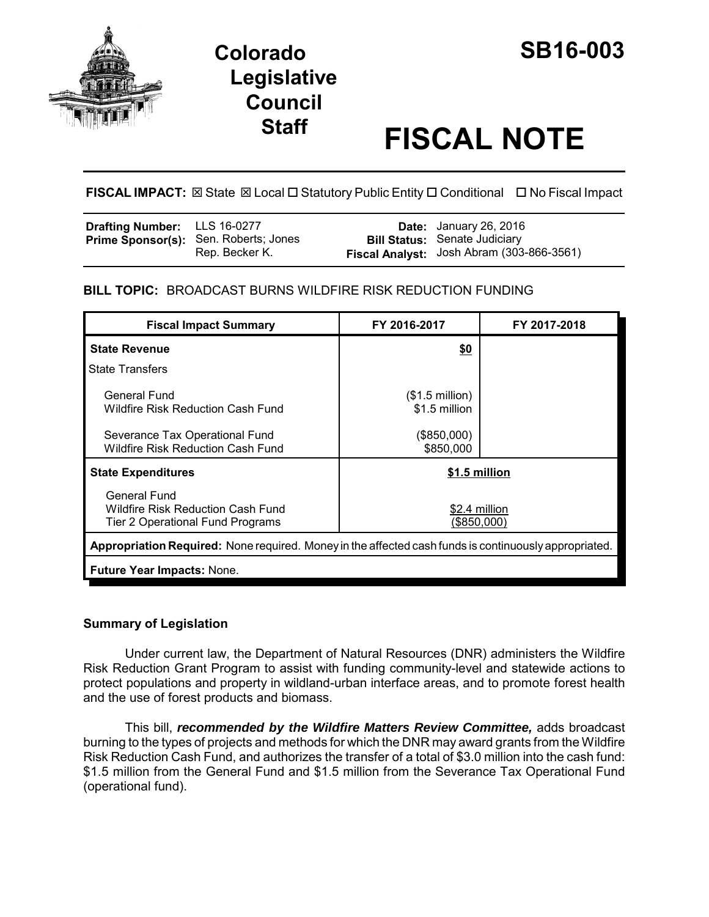# Colorado Legislative Council Staff

# SB16-003

# FISCAL NOTE

**FISCAL IMPACT:** ☒ State ☒ Local ☐ Statutory Public Entity ☐ Conditional ☐ No Fiscal Impact

| | | | |
|---|---|---|---|
| **Drafting Number:** | LLS 16-0277 | **Date:** | January 26, 2016 |
| **Prime Sponsor(s):** | Sen. Roberts; Jones<br>Rep. Becker K. | **Bill Status:** | Senate Judiciary |
| | | **Fiscal Analyst:** | Josh Abram (303-866-3561) |

**BILL TOPIC:** BROADCAST BURNS WILDFIRE RISK REDUCTION FUNDING

| Fiscal Impact Summary | FY 2016-2017 | FY 2017-2018 |
|---|---|---|
| **State Revenue** | **$0** | |
| State Transfers | | |
| General Fund<br>Wildfire Risk Reduction Cash Fund | ($1.5 million)<br>$1.5 million | |
| Severance Tax Operational Fund<br>Wildfire Risk Reduction Cash Fund | ($850,000)<br>$850,000 | |
| **State Expenditures** | **$1.5 million** | |
| General Fund<br>Wildfire Risk Reduction Cash Fund<br>Tier 2 Operational Fund Programs | <br>$2.4 million<br>($850,000) | |
| **Appropriation Required:** None required. Money in the affected cash funds is continuously appropriated. | | |
| **Future Year Impacts:** None. | | |

## Summary of Legislation

Under current law, the Department of Natural Resources (DNR) administers the Wildfire Risk Reduction Grant Program to assist with funding community-level and statewide actions to protect populations and property in wildland-urban interface areas, and to promote forest health and the use of forest products and biomass.

This bill, ***recommended by the Wildfire Matters Review Committee,*** adds broadcast burning to the types of projects and methods for which the DNR may award grants from the Wildfire Risk Reduction Cash Fund, and authorizes the transfer of a total of $3.0 million into the cash fund: $1.5 million from the General Fund and $1.5 million from the Severance Tax Operational Fund (operational fund).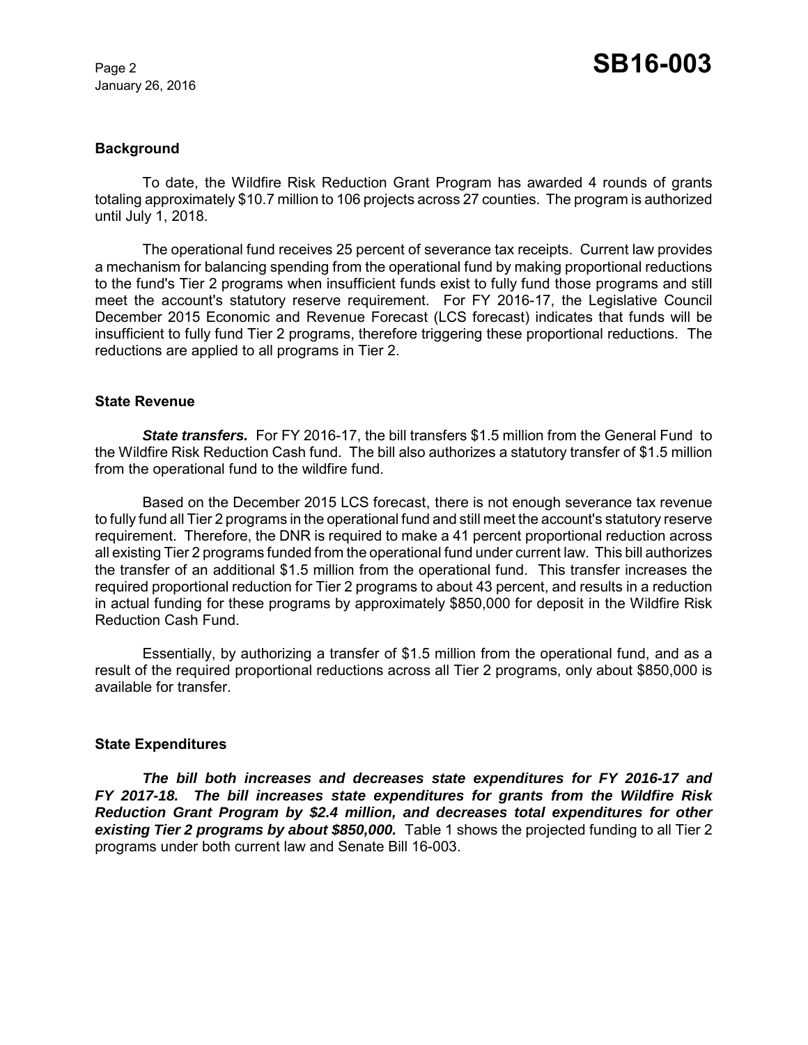### Background

To date, the Wildfire Risk Reduction Grant Program has awarded 4 rounds of grants totaling approximately $10.7 million to 106 projects across 27 counties. The program is authorized until July 1, 2018.

The operational fund receives 25 percent of severance tax receipts. Current law provides a mechanism for balancing spending from the operational fund by making proportional reductions to the fund's Tier 2 programs when insufficient funds exist to fully fund those programs and still meet the account's statutory reserve requirement. For FY 2016-17, the Legislative Council December 2015 Economic and Revenue Forecast (LCS forecast) indicates that funds will be insufficient to fully fund Tier 2 programs, therefore triggering these proportional reductions. The reductions are applied to all programs in Tier 2.

### State Revenue

***State transfers.*** For FY 2016-17, the bill transfers $1.5 million from the General Fund to the Wildfire Risk Reduction Cash fund. The bill also authorizes a statutory transfer of $1.5 million from the operational fund to the wildfire fund.

Based on the December 2015 LCS forecast, there is not enough severance tax revenue to fully fund all Tier 2 programs in the operational fund and still meet the account's statutory reserve requirement. Therefore, the DNR is required to make a 41 percent proportional reduction across all existing Tier 2 programs funded from the operational fund under current law. This bill authorizes the transfer of an additional $1.5 million from the operational fund. This transfer increases the required proportional reduction for Tier 2 programs to about 43 percent, and results in a reduction in actual funding for these programs by approximately $850,000 for deposit in the Wildfire Risk Reduction Cash Fund.

Essentially, by authorizing a transfer of $1.5 million from the operational fund, and as a result of the required proportional reductions across all Tier 2 programs, only about $850,000 is available for transfer.

### State Expenditures

***The bill both increases and decreases state expenditures for FY 2016-17 and FY 2017-18. The bill increases state expenditures for grants from the Wildfire Risk Reduction Grant Program by $2.4 million, and decreases total expenditures for other existing Tier 2 programs by about $850,000.*** Table 1 shows the projected funding to all Tier 2 programs under both current law and Senate Bill 16-003.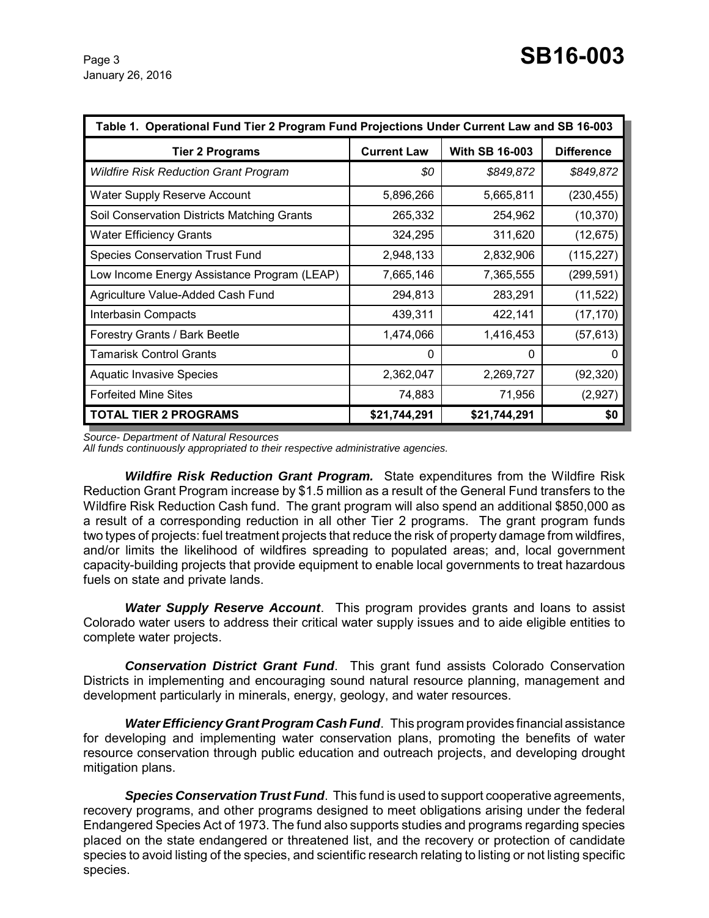**Table 1. Operational Fund Tier 2 Program Fund Projections Under Current Law and SB 16-003**

| Tier 2 Programs | Current Law | With SB 16-003 | Difference |
|---|---|---|---|
| *Wildfire Risk Reduction Grant Program* | *$0* | *$849,872* | *$849,872* |
| Water Supply Reserve Account | 5,896,266 | 5,665,811 | (230,455) |
| Soil Conservation Districts Matching Grants | 265,332 | 254,962 | (10,370) |
| Water Efficiency Grants | 324,295 | 311,620 | (12,675) |
| Species Conservation Trust Fund | 2,948,133 | 2,832,906 | (115,227) |
| Low Income Energy Assistance Program (LEAP) | 7,665,146 | 7,365,555 | (299,591) |
| Agriculture Value-Added Cash Fund | 294,813 | 283,291 | (11,522) |
| Interbasin Compacts | 439,311 | 422,141 | (17,170) |
| Forestry Grants / Bark Beetle | 1,474,066 | 1,416,453 | (57,613) |
| Tamarisk Control Grants | 0 | 0 | 0 |
| Aquatic Invasive Species | 2,362,047 | 2,269,727 | (92,320) |
| Forfeited Mine Sites | 74,883 | 71,956 | (2,927) |
| **TOTAL TIER 2 PROGRAMS** | **$21,744,291** | **$21,744,291** | **$0** |

*Source- Department of Natural Resources*
*All funds continuously appropriated to their respective administrative agencies.*

***Wildfire Risk Reduction Grant Program.*** State expenditures from the Wildfire Risk Reduction Grant Program increase by $1.5 million as a result of the General Fund transfers to the Wildfire Risk Reduction Cash fund. The grant program will also spend an additional $850,000 as a result of a corresponding reduction in all other Tier 2 programs. The grant program funds two types of projects: fuel treatment projects that reduce the risk of property damage from wildfires, and/or limits the likelihood of wildfires spreading to populated areas; and, local government capacity-building projects that provide equipment to enable local governments to treat hazardous fuels on state and private lands.

***Water Supply Reserve Account***. This program provides grants and loans to assist Colorado water users to address their critical water supply issues and to aide eligible entities to complete water projects.

***Conservation District Grant Fund***. This grant fund assists Colorado Conservation Districts in implementing and encouraging sound natural resource planning, management and development particularly in minerals, energy, geology, and water resources.

***Water Efficiency Grant Program Cash Fund***. This program provides financial assistance for developing and implementing water conservation plans, promoting the benefits of water resource conservation through public education and outreach projects, and developing drought mitigation plans.

***Species Conservation Trust Fund***. This fund is used to support cooperative agreements, recovery programs, and other programs designed to meet obligations arising under the federal Endangered Species Act of 1973. The fund also supports studies and programs regarding species placed on the state endangered or threatened list, and the recovery or protection of candidate species to avoid listing of the species, and scientific research relating to listing or not listing specific species.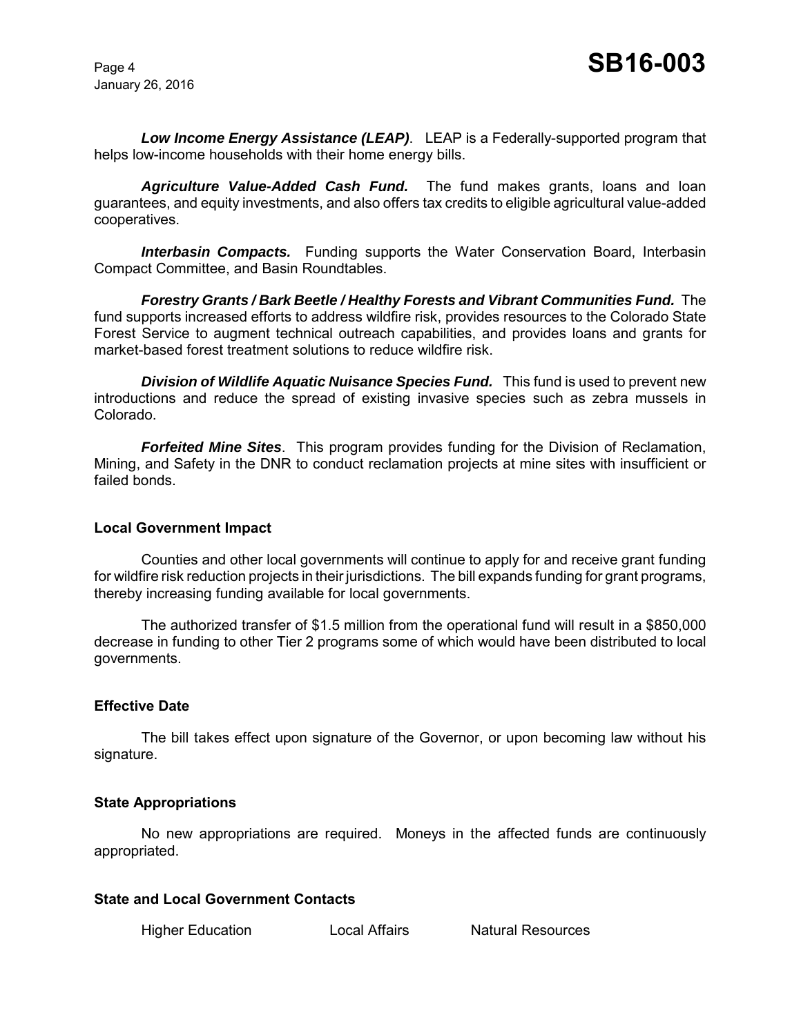***Low Income Energy Assistance (LEAP)***. LEAP is a Federally-supported program that helps low-income households with their home energy bills.

***Agriculture Value-Added Cash Fund.*** The fund makes grants, loans and loan guarantees, and equity investments, and also offers tax credits to eligible agricultural value-added cooperatives.

***Interbasin Compacts.*** Funding supports the Water Conservation Board, Interbasin Compact Committee, and Basin Roundtables.

***Forestry Grants / Bark Beetle / Healthy Forests and Vibrant Communities Fund.*** The fund supports increased efforts to address wildfire risk, provides resources to the Colorado State Forest Service to augment technical outreach capabilities, and provides loans and grants for market-based forest treatment solutions to reduce wildfire risk.

***Division of Wildlife Aquatic Nuisance Species Fund.*** This fund is used to prevent new introductions and reduce the spread of existing invasive species such as zebra mussels in Colorado.

***Forfeited Mine Sites***. This program provides funding for the Division of Reclamation, Mining, and Safety in the DNR to conduct reclamation projects at mine sites with insufficient or failed bonds.

**Local Government Impact**

Counties and other local governments will continue to apply for and receive grant funding for wildfire risk reduction projects in their jurisdictions. The bill expands funding for grant programs, thereby increasing funding available for local governments.

The authorized transfer of $1.5 million from the operational fund will result in a $850,000 decrease in funding to other Tier 2 programs some of which would have been distributed to local governments.

**Effective Date**

The bill takes effect upon signature of the Governor, or upon becoming law without his signature.

**State Appropriations**

No new appropriations are required. Moneys in the affected funds are continuously appropriated.

**State and Local Government Contacts**

Higher Education Local Affairs Natural Resources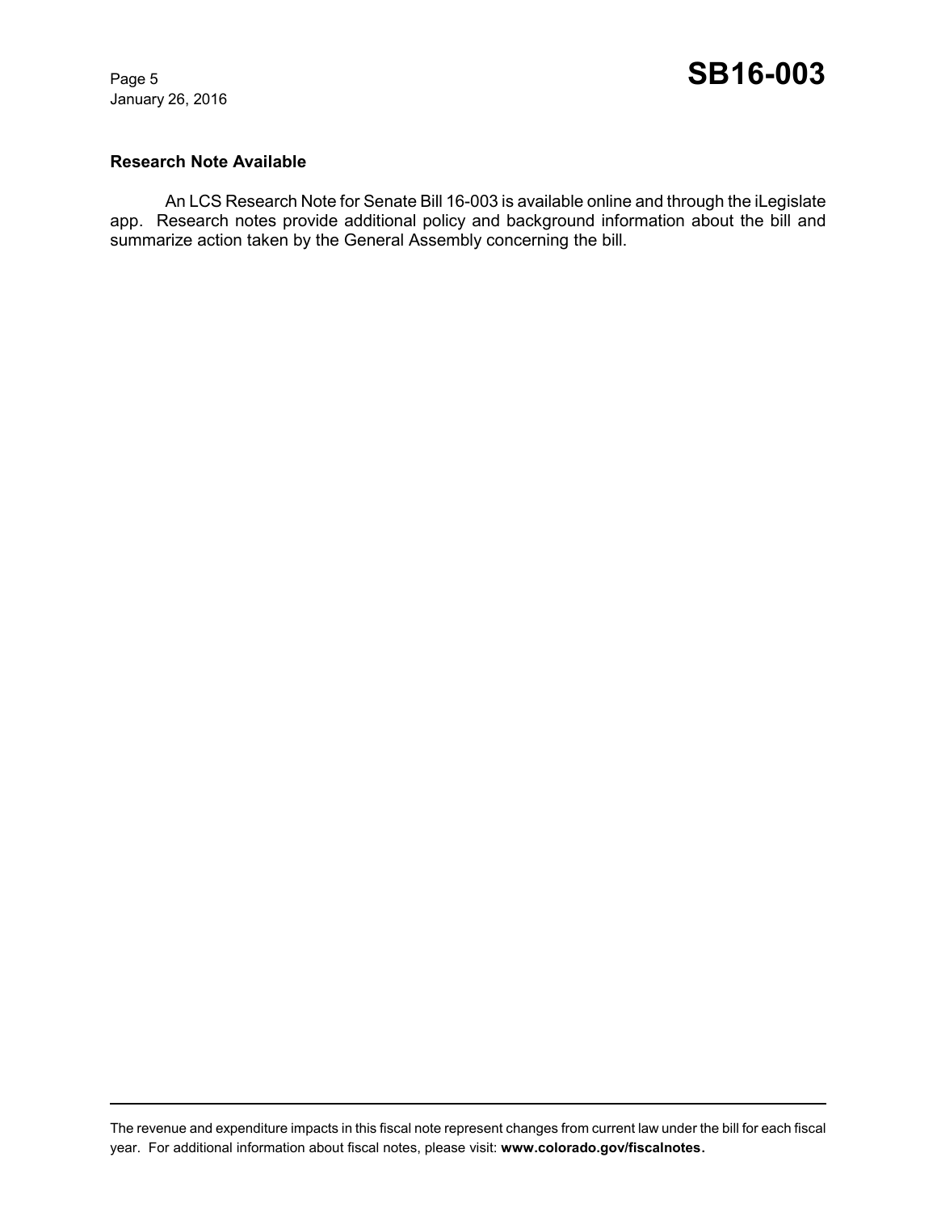**Research Note Available**

An LCS Research Note for Senate Bill 16-003 is available online and through the iLegislate app. Research notes provide additional policy and background information about the bill and summarize action taken by the General Assembly concerning the bill.

---

The revenue and expenditure impacts in this fiscal note represent changes from current law under the bill for each fiscal year. For additional information about fiscal notes, please visit: **www.colorado.gov/fiscalnotes.**